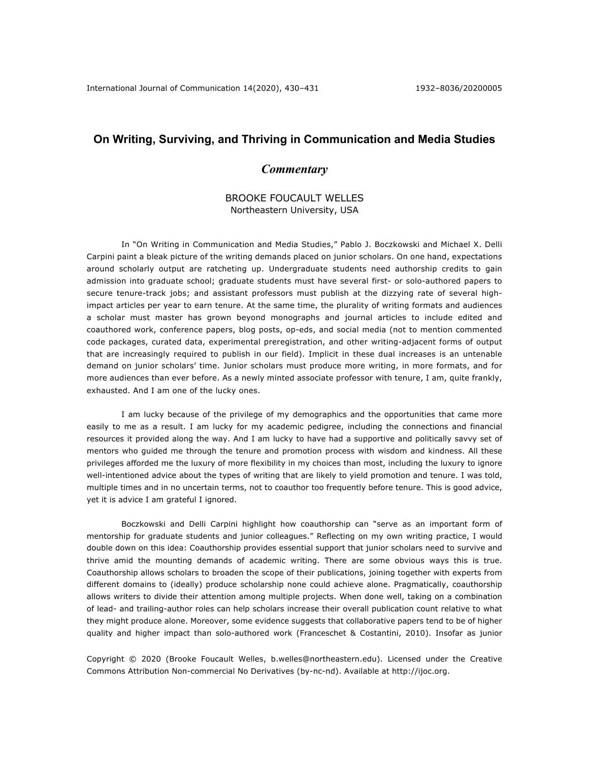# On Writing, Surviving, and Thriving in Communication and Media Studies

## *Commentary*

BROOKE FOUCAULT WELLES
Northeastern University, USA

In "On Writing in Communication and Media Studies," Pablo J. Boczkowski and Michael X. Delli Carpini paint a bleak picture of the writing demands placed on junior scholars. On one hand, expectations around scholarly output are ratcheting up. Undergraduate students need authorship credits to gain admission into graduate school; graduate students must have several first- or solo-authored papers to secure tenure-track jobs; and assistant professors must publish at the dizzying rate of several high-impact articles per year to earn tenure. At the same time, the plurality of writing formats and audiences a scholar must master has grown beyond monographs and journal articles to include edited and coauthored work, conference papers, blog posts, op-eds, and social media (not to mention commented code packages, curated data, experimental preregistration, and other writing-adjacent forms of output that are increasingly required to publish in our field). Implicit in these dual increases is an untenable demand on junior scholars' time. Junior scholars must produce more writing, in more formats, and for more audiences than ever before. As a newly minted associate professor with tenure, I am, quite frankly, exhausted. And I am one of the lucky ones.

I am lucky because of the privilege of my demographics and the opportunities that came more easily to me as a result. I am lucky for my academic pedigree, including the connections and financial resources it provided along the way. And I am lucky to have had a supportive and politically savvy set of mentors who guided me through the tenure and promotion process with wisdom and kindness. All these privileges afforded me the luxury of more flexibility in my choices than most, including the luxury to ignore well-intentioned advice about the types of writing that are likely to yield promotion and tenure. I was told, multiple times and in no uncertain terms, not to coauthor too frequently before tenure. This is good advice, yet it is advice I am grateful I ignored.

Boczkowski and Delli Carpini highlight how coauthorship can "serve as an important form of mentorship for graduate students and junior colleagues." Reflecting on my own writing practice, I would double down on this idea: Coauthorship provides essential support that junior scholars need to survive and thrive amid the mounting demands of academic writing. There are some obvious ways this is true. Coauthorship allows scholars to broaden the scope of their publications, joining together with experts from different domains to (ideally) produce scholarship none could achieve alone. Pragmatically, coauthorship allows writers to divide their attention among multiple projects. When done well, taking on a combination of lead- and trailing-author roles can help scholars increase their overall publication count relative to what they might produce alone. Moreover, some evidence suggests that collaborative papers tend to be of higher quality and higher impact than solo-authored work (Franceschet & Costantini, 2010). Insofar as junior

Copyright © 2020 (Brooke Foucault Welles, b.welles@northeastern.edu). Licensed under the Creative Commons Attribution Non-commercial No Derivatives (by-nc-nd). Available at http://ijoc.org.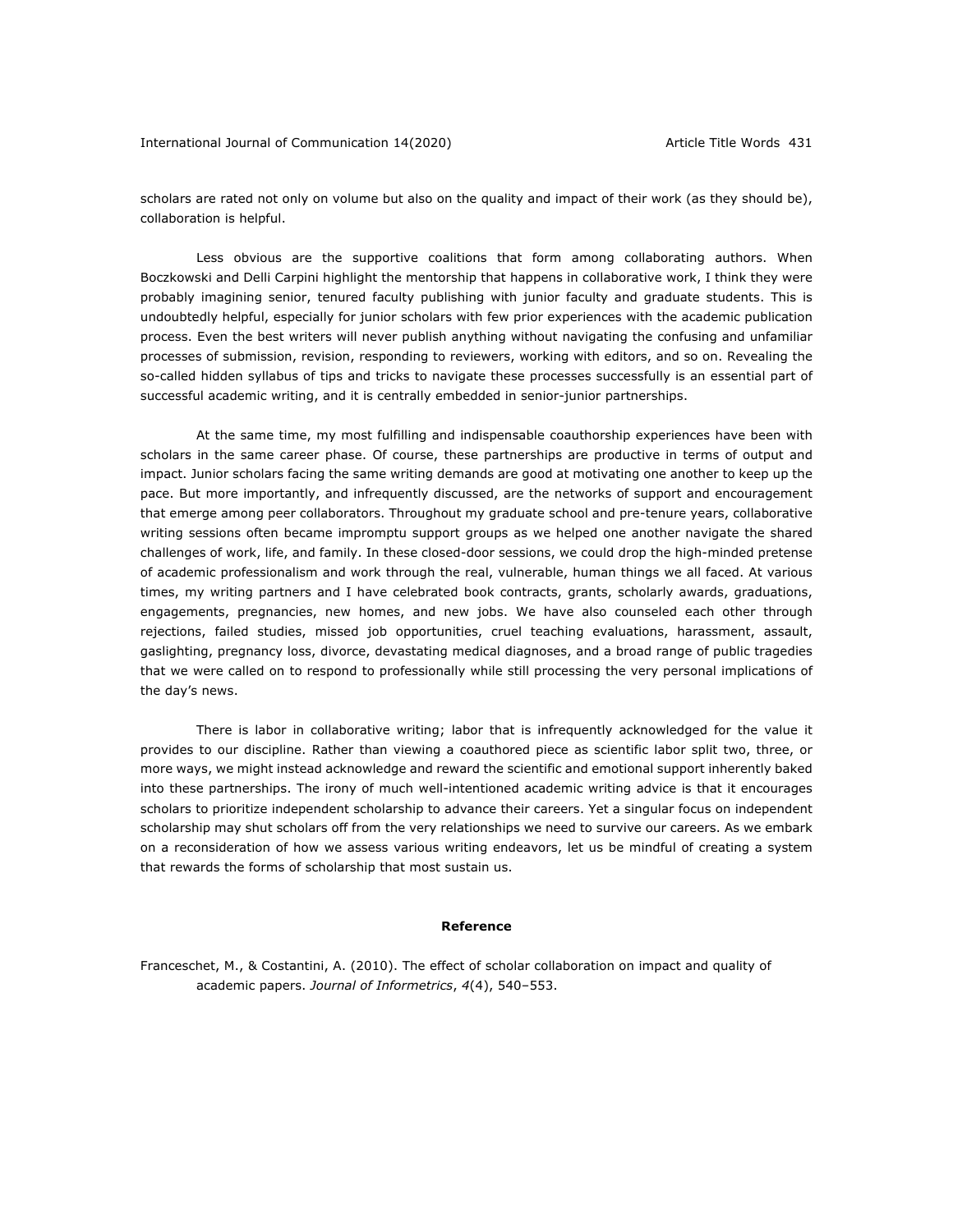scholars are rated not only on volume but also on the quality and impact of their work (as they should be), collaboration is helpful.

Less obvious are the supportive coalitions that form among collaborating authors. When Boczkowski and Delli Carpini highlight the mentorship that happens in collaborative work, I think they were probably imagining senior, tenured faculty publishing with junior faculty and graduate students. This is undoubtedly helpful, especially for junior scholars with few prior experiences with the academic publication process. Even the best writers will never publish anything without navigating the confusing and unfamiliar processes of submission, revision, responding to reviewers, working with editors, and so on. Revealing the so-called hidden syllabus of tips and tricks to navigate these processes successfully is an essential part of successful academic writing, and it is centrally embedded in senior-junior partnerships.

At the same time, my most fulfilling and indispensable coauthorship experiences have been with scholars in the same career phase. Of course, these partnerships are productive in terms of output and impact. Junior scholars facing the same writing demands are good at motivating one another to keep up the pace. But more importantly, and infrequently discussed, are the networks of support and encouragement that emerge among peer collaborators. Throughout my graduate school and pre-tenure years, collaborative writing sessions often became impromptu support groups as we helped one another navigate the shared challenges of work, life, and family. In these closed-door sessions, we could drop the high-minded pretense of academic professionalism and work through the real, vulnerable, human things we all faced. At various times, my writing partners and I have celebrated book contracts, grants, scholarly awards, graduations, engagements, pregnancies, new homes, and new jobs. We have also counseled each other through rejections, failed studies, missed job opportunities, cruel teaching evaluations, harassment, assault, gaslighting, pregnancy loss, divorce, devastating medical diagnoses, and a broad range of public tragedies that we were called on to respond to professionally while still processing the very personal implications of the day's news.

There is labor in collaborative writing; labor that is infrequently acknowledged for the value it provides to our discipline. Rather than viewing a coauthored piece as scientific labor split two, three, or more ways, we might instead acknowledge and reward the scientific and emotional support inherently baked into these partnerships. The irony of much well-intentioned academic writing advice is that it encourages scholars to prioritize independent scholarship to advance their careers. Yet a singular focus on independent scholarship may shut scholars off from the very relationships we need to survive our careers. As we embark on a reconsideration of how we assess various writing endeavors, let us be mindful of creating a system that rewards the forms of scholarship that most sustain us.

## Reference

Franceschet, M., & Costantini, A. (2010). The effect of scholar collaboration on impact and quality of academic papers. *Journal of Informetrics*, *4*(4), 540–553.